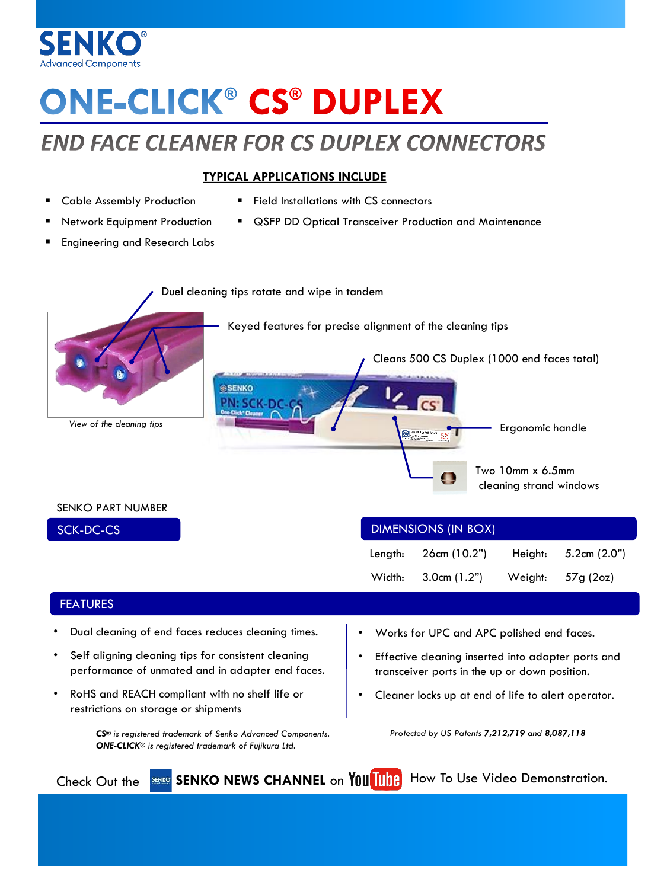**SENKO®**
Advanced Components

# ONE-CLICK® CS® DUPLEX

## END FACE CLEANER FOR CS DUPLEX CONNECTORS

**TYPICAL APPLICATIONS INCLUDE**

- Cable Assembly Production
- Network Equipment Production
- Engineering and Research Labs
- Field Installations with CS connectors
- QSFP DD Optical Transceiver Production and Maintenance

Duel cleaning tips rotate and wipe in tandem

Keyed features for precise alignment of the cleaning tips

Cleans 500 CS Duplex (1000 end faces total)

Ergonomic handle

Two 10mm x 6.5mm cleaning strand windows

*View of the cleaning tips*

SENKO PART NUMBER

| SCK-DC-CS |
|---|

| DIMENSIONS (IN BOX) | | | |
|---|---|---|---|
| Length: | 26cm (10.2") | Height: | 5.2cm (2.0") |
| Width: | 3.0cm (1.2") | Weight: | 57g (2oz) |

### FEATURES

- Dual cleaning of end faces reduces cleaning times.
- Self aligning cleaning tips for consistent cleaning performance of unmated and in adapter end faces.
- RoHS and REACH compliant with no shelf life or restrictions on storage or shipments
- Works for UPC and APC polished end faces.
- Effective cleaning inserted into adapter ports and transceiver ports in the up or down position.
- Cleaner locks up at end of life to alert operator.

***CS***® *is registered trademark of Senko Advanced Components.*
***ONE-CLICK***® *is registered trademark of Fujikura Ltd.*

*Protected by US Patents* ***7,212,719*** *and* ***8,087,118***

Check Out the **SENKO NEWS CHANNEL** on YouTube How To Use Video Demonstration.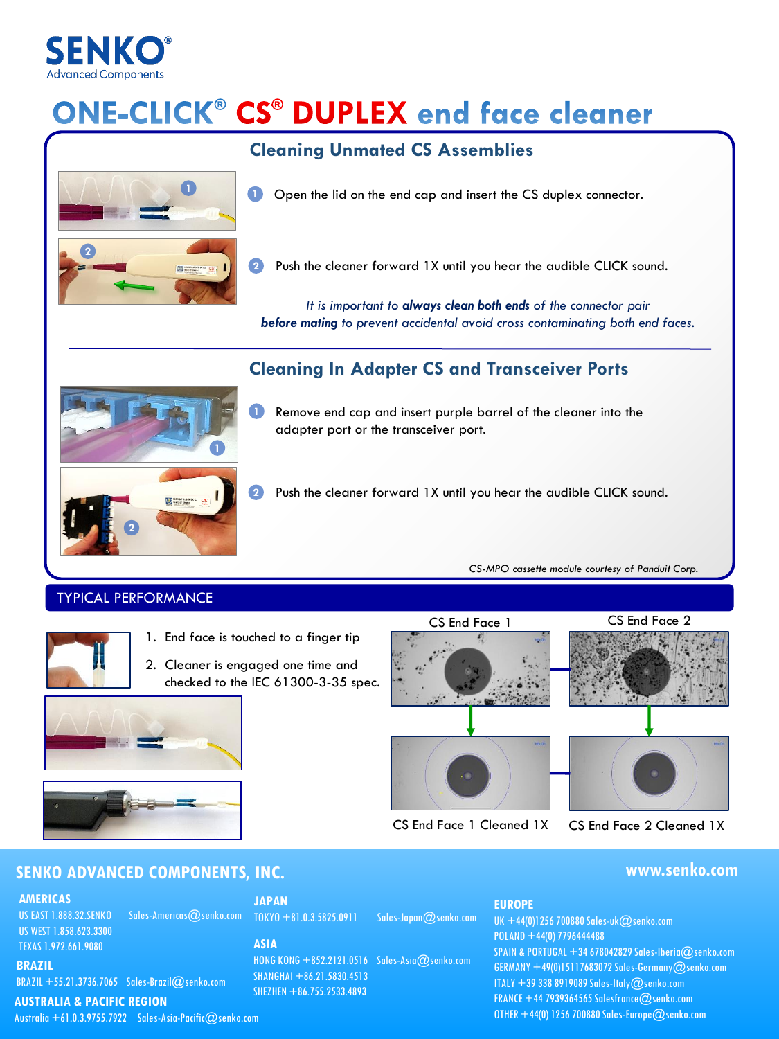# SENKO® Advanced Components

# ONE-CLICK® CS® DUPLEX end face cleaner

## Cleaning Unmated CS Assemblies

1. Open the lid on the end cap and insert the CS duplex connector.
2. Push the cleaner forward 1X until you hear the audible CLICK sound.

*It is important to **always clean both ends** of the connector pair **before mating** to prevent accidental avoid cross contaminating both end faces.*

## Cleaning In Adapter CS and Transceiver Ports

1. Remove end cap and insert purple barrel of the cleaner into the adapter port or the transceiver port.
2. Push the cleaner forward 1X until you hear the audible CLICK sound.

*CS-MPO cassette module courtesy of Panduit Corp.*

## TYPICAL PERFORMANCE

1. End face is touched to a finger tip
2. Cleaner is engaged one time and checked to the IEC 61300-3-35 spec.

CS End Face 1

CS End Face 2

CS End Face 1 Cleaned 1X

CS End Face 2 Cleaned 1X

## SENKO ADVANCED COMPONENTS, INC.

www.senko.com

**AMERICAS**
US EAST 1.888.32.SENKO Sales-Americas@senko.com
US WEST 1.858.623.3300
TEXAS 1.972.661.9080

**BRAZIL**
BRAZIL +55.21.3736.7065 Sales-Brazil@senko.com

**AUSTRALIA & PACIFIC REGION**
Australia +61.0.3.9755.7922 Sales-Asia-Pacific@senko.com

**JAPAN**
TOKYO +81.0.3.5825.0911 Sales-Japan@senko.com

**ASIA**
HONG KONG +852.2121.0516 Sales-Asia@senko.com
SHANGHAI +86.21.5830.4513
SHEZHEN +86.755.2533.4893

**EUROPE**
UK +44(0)1256 700880 Sales-uk@senko.com
POLAND +44(0) 7796444488
SPAIN & PORTUGAL +34 678042829 Sales-Iberia@senko.com
GERMANY +49(0)15117683072 Sales-Germany@senko.com
ITALY +39 338 8919089 Sales-Italy@senko.com
FRANCE +44 7939364565 Salesfrance@senko.com
OTHER +44(0) 1256 700880 Sales-Europe@senko.com